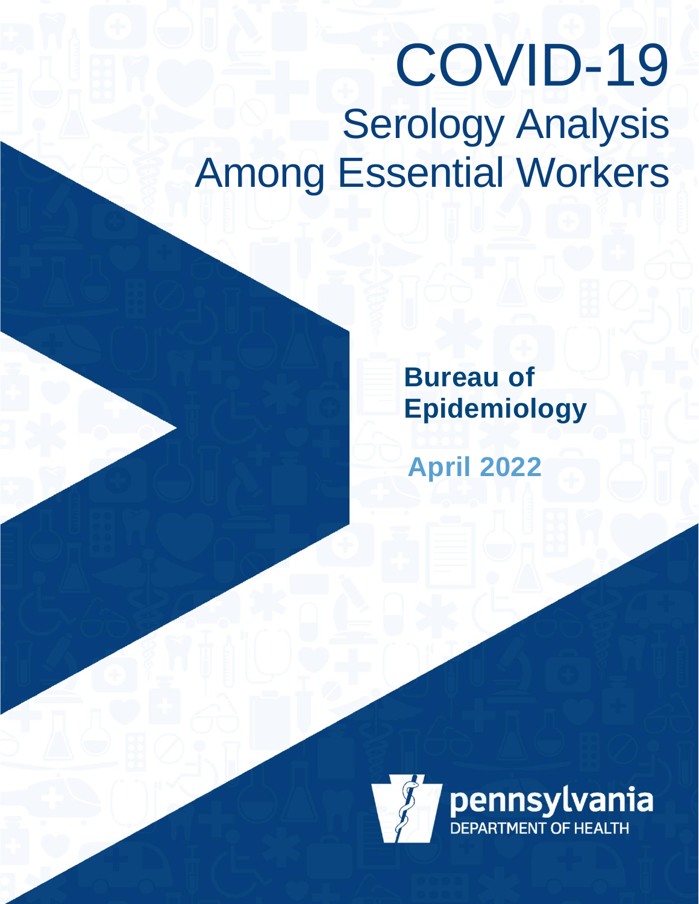# COVID-19

## Serology Analysis Among Essential Workers

**Bureau of Epidemiology**

**April 2022**

pennsylvania
DEPARTMENT OF HEALTH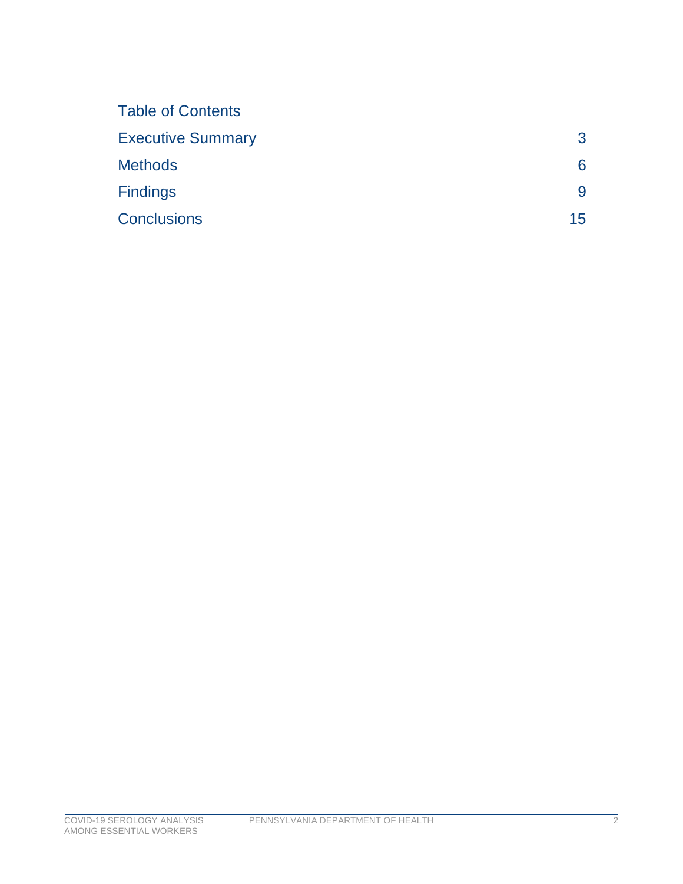# Table of Contents

| | |
|---|---|
| Executive Summary | 3 |
| Methods | 6 |
| Findings | 9 |
| Conclusions | 15 |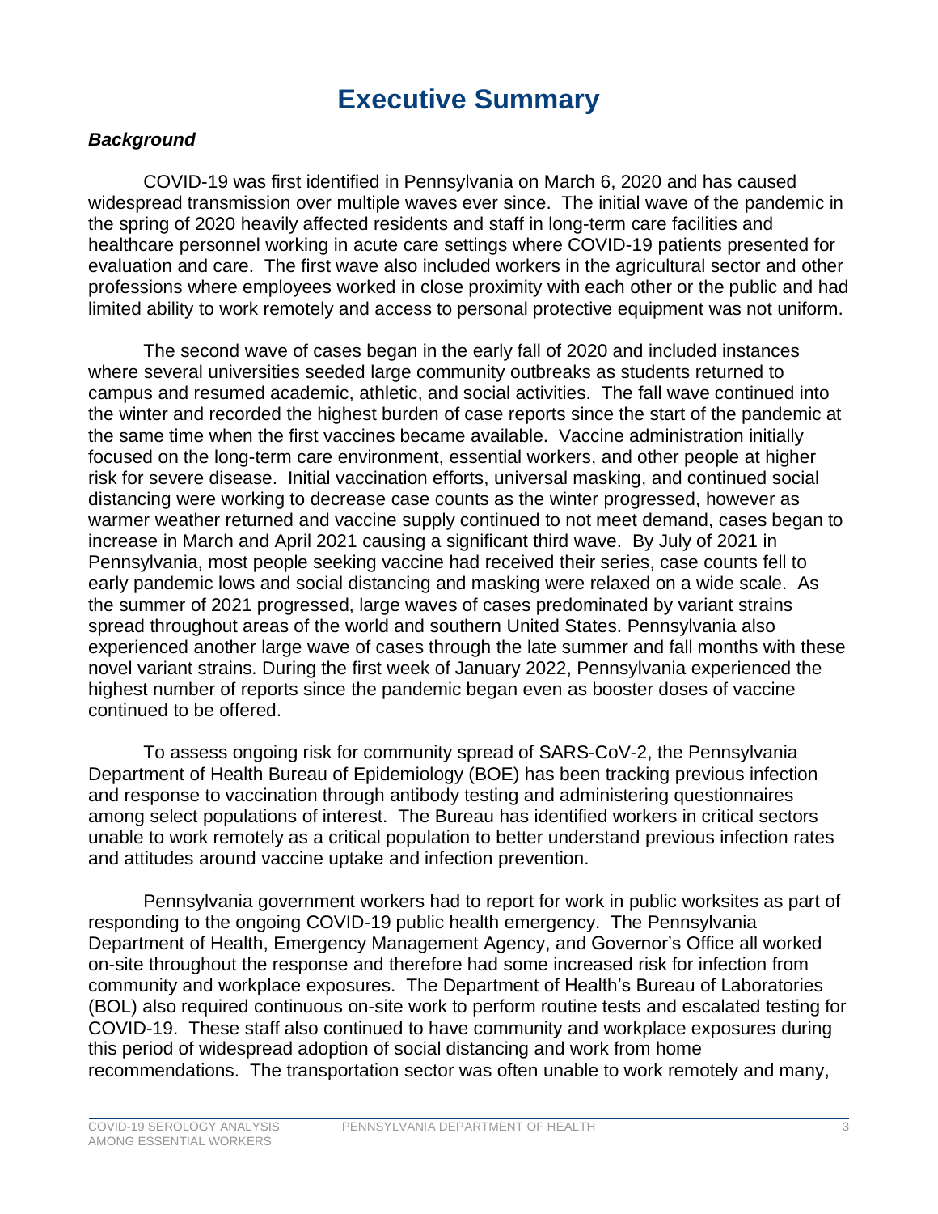# Executive Summary

## *Background*

COVID-19 was first identified in Pennsylvania on March 6, 2020 and has caused widespread transmission over multiple waves ever since. The initial wave of the pandemic in the spring of 2020 heavily affected residents and staff in long-term care facilities and healthcare personnel working in acute care settings where COVID-19 patients presented for evaluation and care. The first wave also included workers in the agricultural sector and other professions where employees worked in close proximity with each other or the public and had limited ability to work remotely and access to personal protective equipment was not uniform.

The second wave of cases began in the early fall of 2020 and included instances where several universities seeded large community outbreaks as students returned to campus and resumed academic, athletic, and social activities. The fall wave continued into the winter and recorded the highest burden of case reports since the start of the pandemic at the same time when the first vaccines became available. Vaccine administration initially focused on the long-term care environment, essential workers, and other people at higher risk for severe disease. Initial vaccination efforts, universal masking, and continued social distancing were working to decrease case counts as the winter progressed, however as warmer weather returned and vaccine supply continued to not meet demand, cases began to increase in March and April 2021 causing a significant third wave. By July of 2021 in Pennsylvania, most people seeking vaccine had received their series, case counts fell to early pandemic lows and social distancing and masking were relaxed on a wide scale. As the summer of 2021 progressed, large waves of cases predominated by variant strains spread throughout areas of the world and southern United States. Pennsylvania also experienced another large wave of cases through the late summer and fall months with these novel variant strains. During the first week of January 2022, Pennsylvania experienced the highest number of reports since the pandemic began even as booster doses of vaccine continued to be offered.

To assess ongoing risk for community spread of SARS-CoV-2, the Pennsylvania Department of Health Bureau of Epidemiology (BOE) has been tracking previous infection and response to vaccination through antibody testing and administering questionnaires among select populations of interest. The Bureau has identified workers in critical sectors unable to work remotely as a critical population to better understand previous infection rates and attitudes around vaccine uptake and infection prevention.

Pennsylvania government workers had to report for work in public worksites as part of responding to the ongoing COVID-19 public health emergency. The Pennsylvania Department of Health, Emergency Management Agency, and Governor's Office all worked on-site throughout the response and therefore had some increased risk for infection from community and workplace exposures. The Department of Health's Bureau of Laboratories (BOL) also required continuous on-site work to perform routine tests and escalated testing for COVID-19. These staff also continued to have community and workplace exposures during this period of widespread adoption of social distancing and work from home recommendations. The transportation sector was often unable to work remotely and many,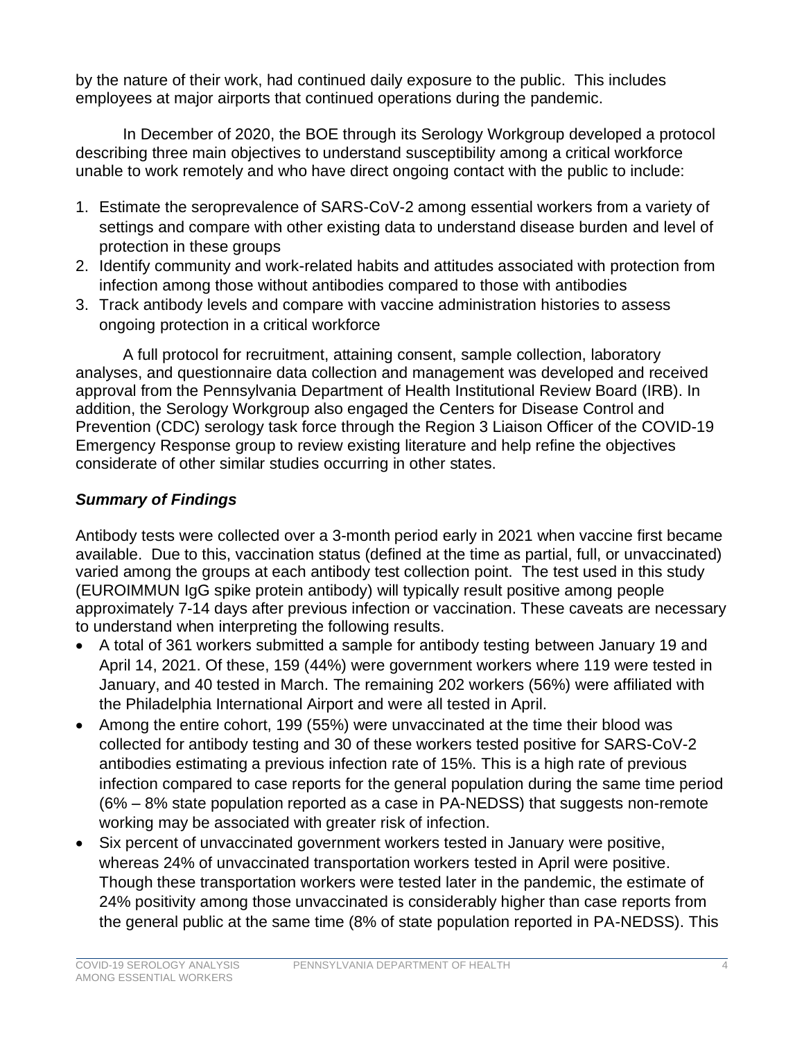by the nature of their work, had continued daily exposure to the public. This includes employees at major airports that continued operations during the pandemic.

In December of 2020, the BOE through its Serology Workgroup developed a protocol describing three main objectives to understand susceptibility among a critical workforce unable to work remotely and who have direct ongoing contact with the public to include:

1. Estimate the seroprevalence of SARS-CoV-2 among essential workers from a variety of settings and compare with other existing data to understand disease burden and level of protection in these groups
2. Identify community and work-related habits and attitudes associated with protection from infection among those without antibodies compared to those with antibodies
3. Track antibody levels and compare with vaccine administration histories to assess ongoing protection in a critical workforce

A full protocol for recruitment, attaining consent, sample collection, laboratory analyses, and questionnaire data collection and management was developed and received approval from the Pennsylvania Department of Health Institutional Review Board (IRB). In addition, the Serology Workgroup also engaged the Centers for Disease Control and Prevention (CDC) serology task force through the Region 3 Liaison Officer of the COVID-19 Emergency Response group to review existing literature and help refine the objectives considerate of other similar studies occurring in other states.

### ***Summary of Findings***

Antibody tests were collected over a 3-month period early in 2021 when vaccine first became available. Due to this, vaccination status (defined at the time as partial, full, or unvaccinated) varied among the groups at each antibody test collection point. The test used in this study (EUROIMMUN IgG spike protein antibody) will typically result positive among people approximately 7-14 days after previous infection or vaccination. These caveats are necessary to understand when interpreting the following results.

- A total of 361 workers submitted a sample for antibody testing between January 19 and April 14, 2021. Of these, 159 (44%) were government workers where 119 were tested in January, and 40 tested in March. The remaining 202 workers (56%) were affiliated with the Philadelphia International Airport and were all tested in April.
- Among the entire cohort, 199 (55%) were unvaccinated at the time their blood was collected for antibody testing and 30 of these workers tested positive for SARS-CoV-2 antibodies estimating a previous infection rate of 15%. This is a high rate of previous infection compared to case reports for the general population during the same time period (6% – 8% state population reported as a case in PA-NEDSS) that suggests non-remote working may be associated with greater risk of infection.
- Six percent of unvaccinated government workers tested in January were positive, whereas 24% of unvaccinated transportation workers tested in April were positive. Though these transportation workers were tested later in the pandemic, the estimate of 24% positivity among those unvaccinated is considerably higher than case reports from the general public at the same time (8% of state population reported in PA-NEDSS). This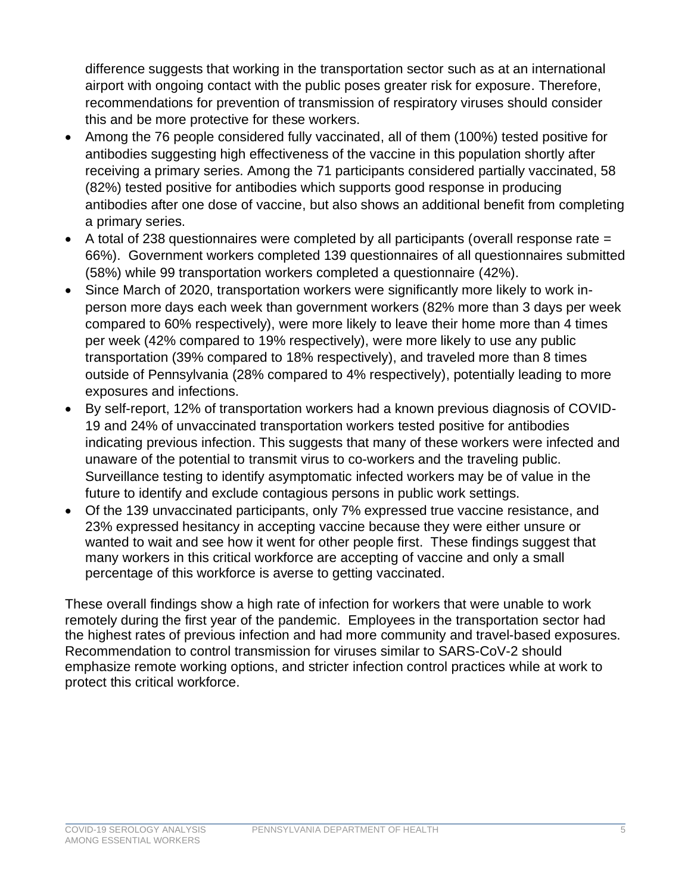difference suggests that working in the transportation sector such as at an international airport with ongoing contact with the public poses greater risk for exposure. Therefore, recommendations for prevention of transmission of respiratory viruses should consider this and be more protective for these workers.

- Among the 76 people considered fully vaccinated, all of them (100%) tested positive for antibodies suggesting high effectiveness of the vaccine in this population shortly after receiving a primary series. Among the 71 participants considered partially vaccinated, 58 (82%) tested positive for antibodies which supports good response in producing antibodies after one dose of vaccine, but also shows an additional benefit from completing a primary series.
- A total of 238 questionnaires were completed by all participants (overall response rate = 66%). Government workers completed 139 questionnaires of all questionnaires submitted (58%) while 99 transportation workers completed a questionnaire (42%).
- Since March of 2020, transportation workers were significantly more likely to work in-person more days each week than government workers (82% more than 3 days per week compared to 60% respectively), were more likely to leave their home more than 4 times per week (42% compared to 19% respectively), were more likely to use any public transportation (39% compared to 18% respectively), and traveled more than 8 times outside of Pennsylvania (28% compared to 4% respectively), potentially leading to more exposures and infections.
- By self-report, 12% of transportation workers had a known previous diagnosis of COVID-19 and 24% of unvaccinated transportation workers tested positive for antibodies indicating previous infection. This suggests that many of these workers were infected and unaware of the potential to transmit virus to co-workers and the traveling public. Surveillance testing to identify asymptomatic infected workers may be of value in the future to identify and exclude contagious persons in public work settings.
- Of the 139 unvaccinated participants, only 7% expressed true vaccine resistance, and 23% expressed hesitancy in accepting vaccine because they were either unsure or wanted to wait and see how it went for other people first. These findings suggest that many workers in this critical workforce are accepting of vaccine and only a small percentage of this workforce is averse to getting vaccinated.

These overall findings show a high rate of infection for workers that were unable to work remotely during the first year of the pandemic. Employees in the transportation sector had the highest rates of previous infection and had more community and travel-based exposures. Recommendation to control transmission for viruses similar to SARS-CoV-2 should emphasize remote working options, and stricter infection control practices while at work to protect this critical workforce.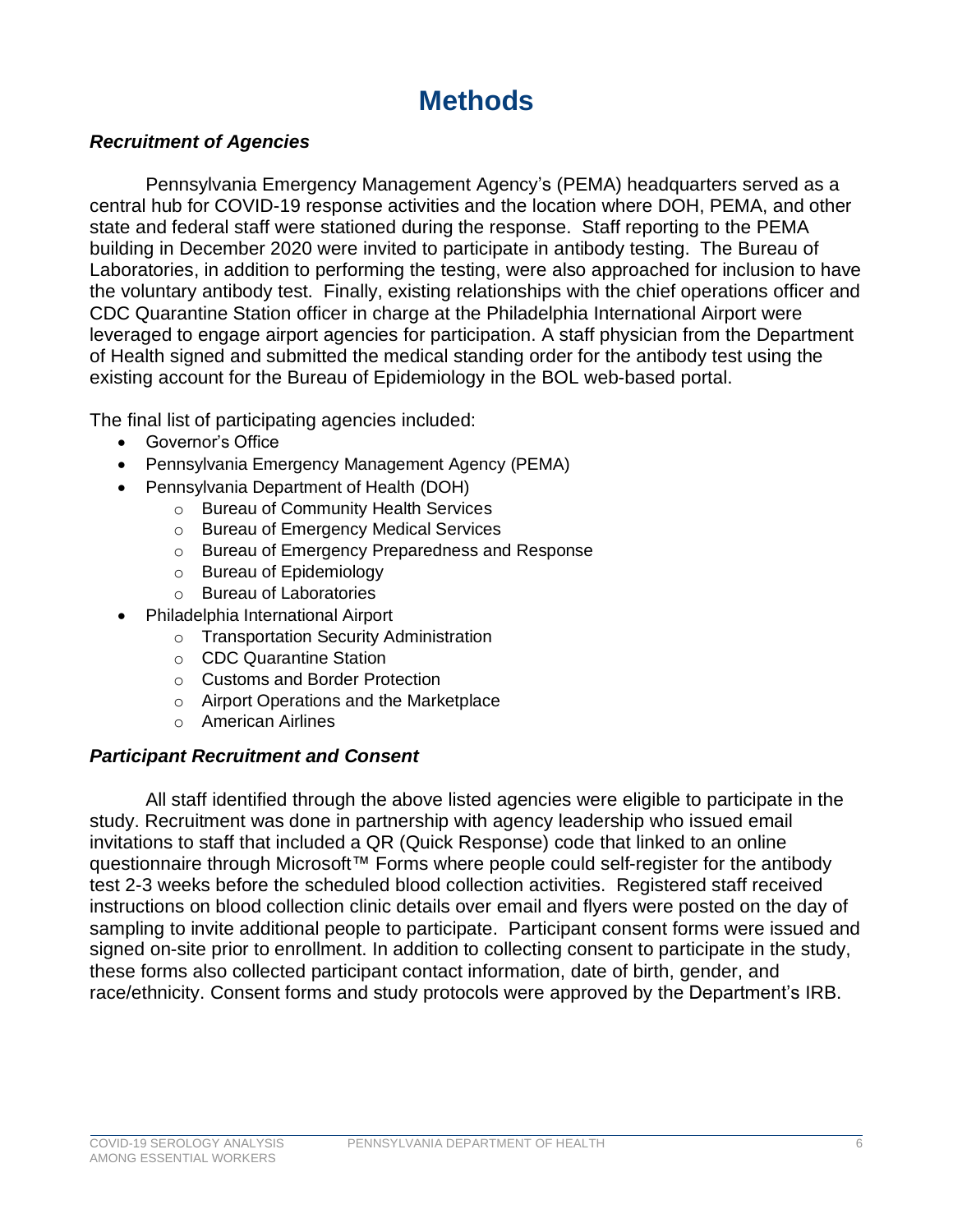# Methods

### *Recruitment of Agencies*

Pennsylvania Emergency Management Agency's (PEMA) headquarters served as a central hub for COVID-19 response activities and the location where DOH, PEMA, and other state and federal staff were stationed during the response. Staff reporting to the PEMA building in December 2020 were invited to participate in antibody testing. The Bureau of Laboratories, in addition to performing the testing, were also approached for inclusion to have the voluntary antibody test. Finally, existing relationships with the chief operations officer and CDC Quarantine Station officer in charge at the Philadelphia International Airport were leveraged to engage airport agencies for participation. A staff physician from the Department of Health signed and submitted the medical standing order for the antibody test using the existing account for the Bureau of Epidemiology in the BOL web-based portal.

The final list of participating agencies included:

- Governor's Office
- Pennsylvania Emergency Management Agency (PEMA)
- Pennsylvania Department of Health (DOH)
  - Bureau of Community Health Services
  - Bureau of Emergency Medical Services
  - Bureau of Emergency Preparedness and Response
  - Bureau of Epidemiology
  - Bureau of Laboratories
- Philadelphia International Airport
  - Transportation Security Administration
  - CDC Quarantine Station
  - Customs and Border Protection
  - Airport Operations and the Marketplace
  - American Airlines

### *Participant Recruitment and Consent*

All staff identified through the above listed agencies were eligible to participate in the study. Recruitment was done in partnership with agency leadership who issued email invitations to staff that included a QR (Quick Response) code that linked to an online questionnaire through Microsoft™ Forms where people could self-register for the antibody test 2-3 weeks before the scheduled blood collection activities. Registered staff received instructions on blood collection clinic details over email and flyers were posted on the day of sampling to invite additional people to participate. Participant consent forms were issued and signed on-site prior to enrollment. In addition to collecting consent to participate in the study, these forms also collected participant contact information, date of birth, gender, and race/ethnicity. Consent forms and study protocols were approved by the Department's IRB.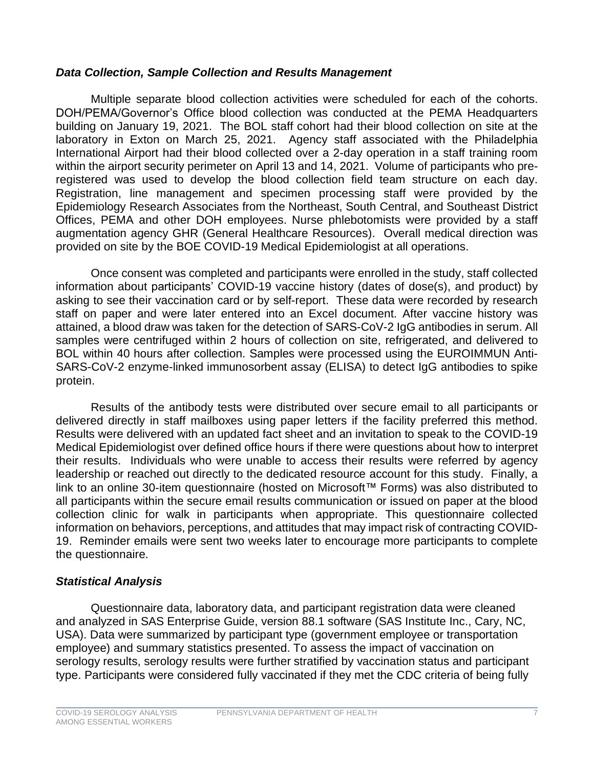### *Data Collection, Sample Collection and Results Management*

Multiple separate blood collection activities were scheduled for each of the cohorts. DOH/PEMA/Governor's Office blood collection was conducted at the PEMA Headquarters building on January 19, 2021. The BOL staff cohort had their blood collection on site at the laboratory in Exton on March 25, 2021. Agency staff associated with the Philadelphia International Airport had their blood collected over a 2-day operation in a staff training room within the airport security perimeter on April 13 and 14, 2021. Volume of participants who pre-registered was used to develop the blood collection field team structure on each day. Registration, line management and specimen processing staff were provided by the Epidemiology Research Associates from the Northeast, South Central, and Southeast District Offices, PEMA and other DOH employees. Nurse phlebotomists were provided by a staff augmentation agency GHR (General Healthcare Resources). Overall medical direction was provided on site by the BOE COVID-19 Medical Epidemiologist at all operations.

Once consent was completed and participants were enrolled in the study, staff collected information about participants' COVID-19 vaccine history (dates of dose(s), and product) by asking to see their vaccination card or by self-report. These data were recorded by research staff on paper and were later entered into an Excel document. After vaccine history was attained, a blood draw was taken for the detection of SARS-CoV-2 IgG antibodies in serum. All samples were centrifuged within 2 hours of collection on site, refrigerated, and delivered to BOL within 40 hours after collection. Samples were processed using the EUROIMMUN Anti-SARS-CoV-2 enzyme-linked immunosorbent assay (ELISA) to detect IgG antibodies to spike protein.

Results of the antibody tests were distributed over secure email to all participants or delivered directly in staff mailboxes using paper letters if the facility preferred this method. Results were delivered with an updated fact sheet and an invitation to speak to the COVID-19 Medical Epidemiologist over defined office hours if there were questions about how to interpret their results. Individuals who were unable to access their results were referred by agency leadership or reached out directly to the dedicated resource account for this study. Finally, a link to an online 30-item questionnaire (hosted on Microsoft™ Forms) was also distributed to all participants within the secure email results communication or issued on paper at the blood collection clinic for walk in participants when appropriate. This questionnaire collected information on behaviors, perceptions, and attitudes that may impact risk of contracting COVID-19. Reminder emails were sent two weeks later to encourage more participants to complete the questionnaire.

### *Statistical Analysis*

Questionnaire data, laboratory data, and participant registration data were cleaned and analyzed in SAS Enterprise Guide, version 88.1 software (SAS Institute Inc., Cary, NC, USA). Data were summarized by participant type (government employee or transportation employee) and summary statistics presented. To assess the impact of vaccination on serology results, serology results were further stratified by vaccination status and participant type. Participants were considered fully vaccinated if they met the CDC criteria of being fully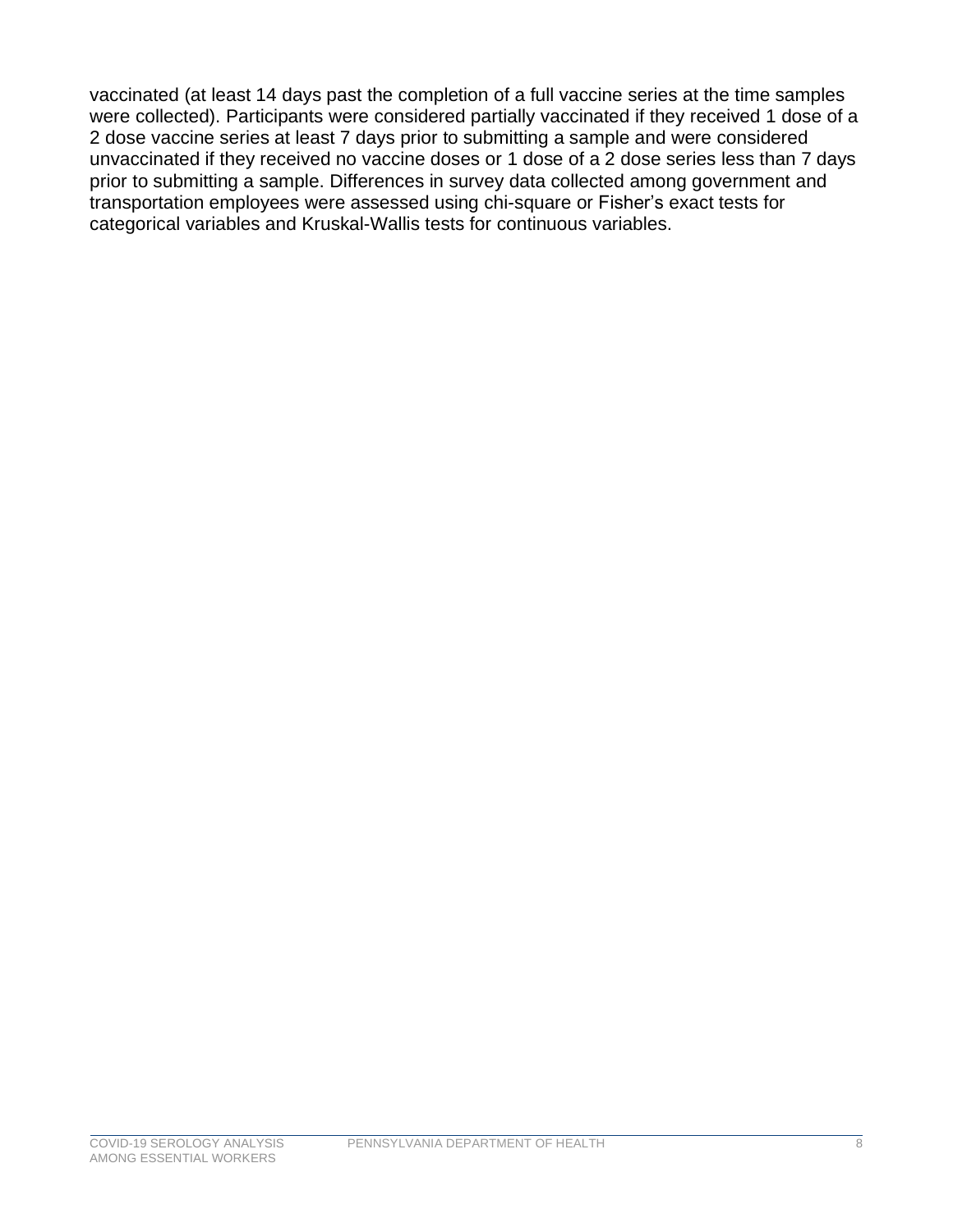vaccinated (at least 14 days past the completion of a full vaccine series at the time samples were collected). Participants were considered partially vaccinated if they received 1 dose of a 2 dose vaccine series at least 7 days prior to submitting a sample and were considered unvaccinated if they received no vaccine doses or 1 dose of a 2 dose series less than 7 days prior to submitting a sample. Differences in survey data collected among government and transportation employees were assessed using chi-square or Fisher's exact tests for categorical variables and Kruskal-Wallis tests for continuous variables.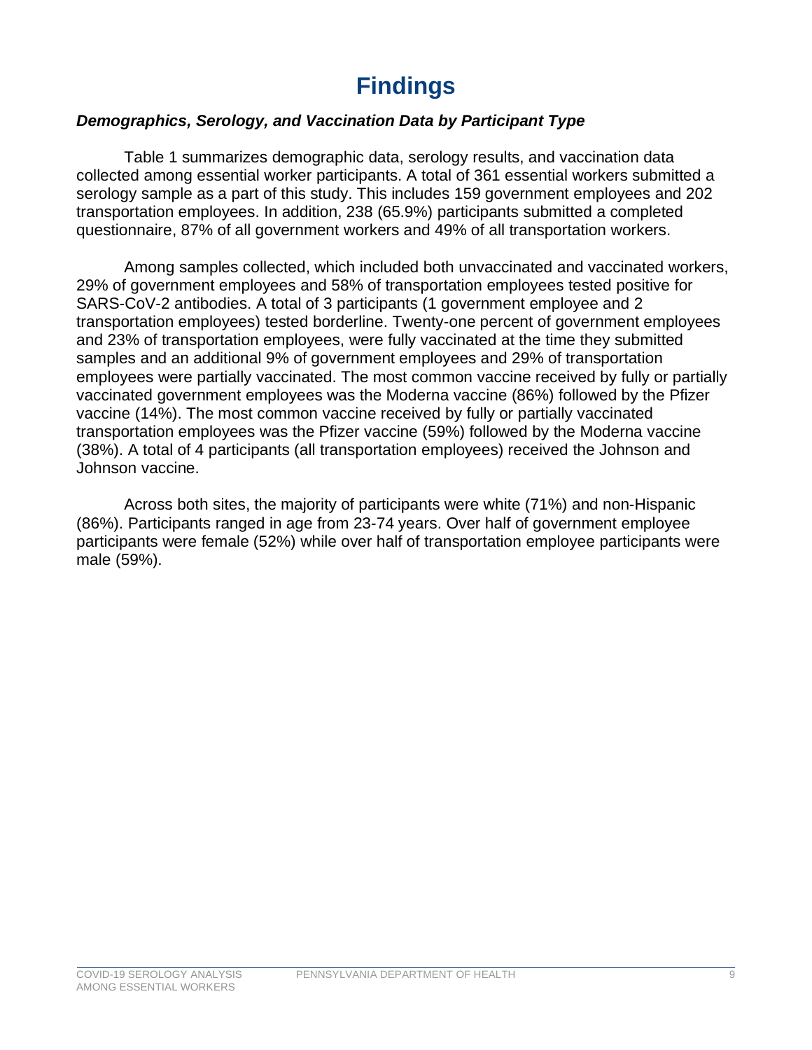# Findings

### *Demographics, Serology, and Vaccination Data by Participant Type*

Table 1 summarizes demographic data, serology results, and vaccination data collected among essential worker participants. A total of 361 essential workers submitted a serology sample as a part of this study. This includes 159 government employees and 202 transportation employees. In addition, 238 (65.9%) participants submitted a completed questionnaire, 87% of all government workers and 49% of all transportation workers.

Among samples collected, which included both unvaccinated and vaccinated workers, 29% of government employees and 58% of transportation employees tested positive for SARS-CoV-2 antibodies. A total of 3 participants (1 government employee and 2 transportation employees) tested borderline. Twenty-one percent of government employees and 23% of transportation employees, were fully vaccinated at the time they submitted samples and an additional 9% of government employees and 29% of transportation employees were partially vaccinated. The most common vaccine received by fully or partially vaccinated government employees was the Moderna vaccine (86%) followed by the Pfizer vaccine (14%). The most common vaccine received by fully or partially vaccinated transportation employees was the Pfizer vaccine (59%) followed by the Moderna vaccine (38%). A total of 4 participants (all transportation employees) received the Johnson and Johnson vaccine.

Across both sites, the majority of participants were white (71%) and non-Hispanic (86%). Participants ranged in age from 23-74 years. Over half of government employee participants were female (52%) while over half of transportation employee participants were male (59%).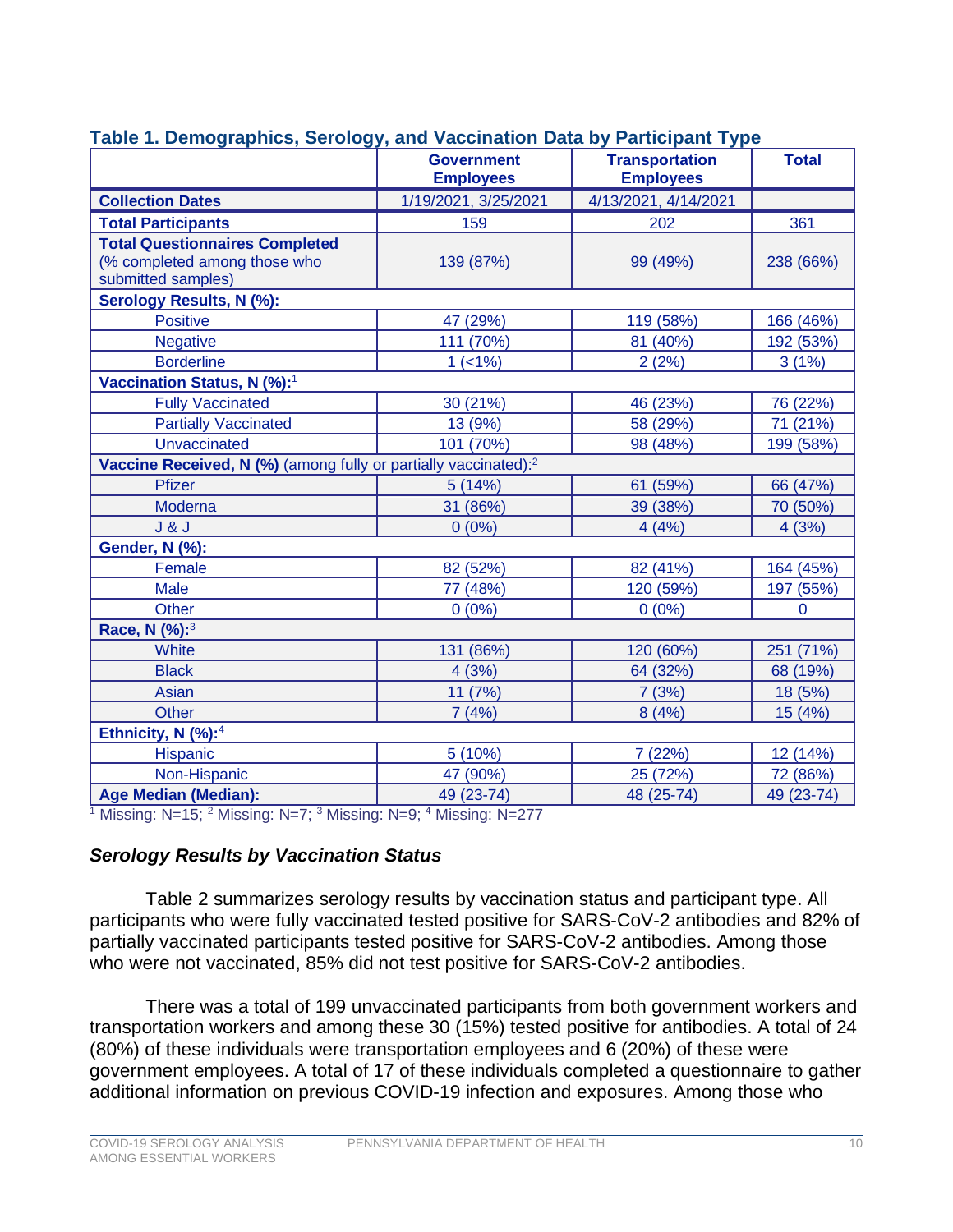### Table 1. Demographics, Serology, and Vaccination Data by Participant Type

| | Government Employees | Transportation Employees | Total |
|---|---|---|---|
| **Collection Dates** | 1/19/2021, 3/25/2021 | 4/13/2021, 4/14/2021 | |
| **Total Participants** | 159 | 202 | 361 |
| **Total Questionnaires Completed** (% completed among those who submitted samples) | 139 (87%) | 99 (49%) | 238 (66%) |
| **Serology Results, N (%):** | | | |
| Positive | 47 (29%) | 119 (58%) | 166 (46%) |
| Negative | 111 (70%) | 81 (40%) | 192 (53%) |
| Borderline | 1 (<1%) | 2 (2%) | 3 (1%) |
| **Vaccination Status, N (%):**[1] | | | |
| Fully Vaccinated | 30 (21%) | 46 (23%) | 76 (22%) |
| Partially Vaccinated | 13 (9%) | 58 (29%) | 71 (21%) |
| Unvaccinated | 101 (70%) | 98 (48%) | 199 (58%) |
| **Vaccine Received, N (%)** (among fully or partially vaccinated):[2] | | | |
| Pfizer | 5 (14%) | 61 (59%) | 66 (47%) |
| Moderna | 31 (86%) | 39 (38%) | 70 (50%) |
| J & J | 0 (0%) | 4 (4%) | 4 (3%) |
| **Gender, N (%):** | | | |
| Female | 82 (52%) | 82 (41%) | 164 (45%) |
| Male | 77 (48%) | 120 (59%) | 197 (55%) |
| Other | 0 (0%) | 0 (0%) | 0 |
| **Race, N (%):**[3] | | | |
| White | 131 (86%) | 120 (60%) | 251 (71%) |
| Black | 4 (3%) | 64 (32%) | 68 (19%) |
| Asian | 11 (7%) | 7 (3%) | 18 (5%) |
| Other | 7 (4%) | 8 (4%) | 15 (4%) |
| **Ethnicity, N (%):**[4] | | | |
| Hispanic | 5 (10%) | 7 (22%) | 12 (14%) |
| Non-Hispanic | 47 (90%) | 25 (72%) | 72 (86%) |
| **Age Median (Median):** | 49 (23-74) | 48 (25-74) | 49 (23-74) |

[1] Missing: N=15; [2] Missing: N=7; [3] Missing: N=9; [4] Missing: N=277

### *Serology Results by Vaccination Status*

Table 2 summarizes serology results by vaccination status and participant type. All participants who were fully vaccinated tested positive for SARS-CoV-2 antibodies and 82% of partially vaccinated participants tested positive for SARS-CoV-2 antibodies. Among those who were not vaccinated, 85% did not test positive for SARS-CoV-2 antibodies.

There was a total of 199 unvaccinated participants from both government workers and transportation workers and among these 30 (15%) tested positive for antibodies. A total of 24 (80%) of these individuals were transportation employees and 6 (20%) of these were government employees. A total of 17 of these individuals completed a questionnaire to gather additional information on previous COVID-19 infection and exposures. Among those who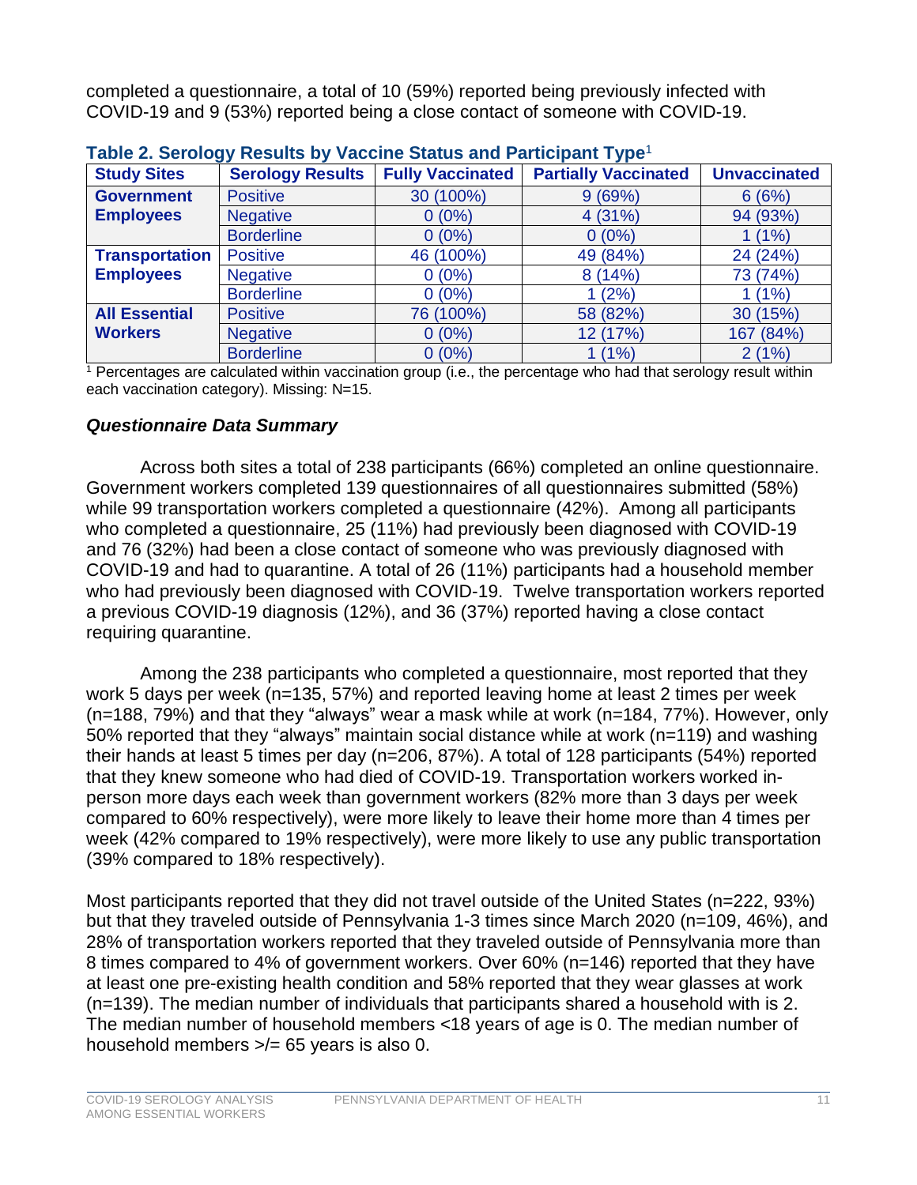completed a questionnaire, a total of 10 (59%) reported being previously infected with COVID-19 and 9 (53%) reported being a close contact of someone with COVID-19.

**Table 2. Serology Results by Vaccine Status and Participant Type**[1]

| Study Sites | Serology Results | Fully Vaccinated | Partially Vaccinated | Unvaccinated |
|---|---|---|---|---|
| **Government Employees** | Positive | 30 (100%) | 9 (69%) | 6 (6%) |
| | Negative | 0 (0%) | 4 (31%) | 94 (93%) |
| | Borderline | 0 (0%) | 0 (0%) | 1 (1%) |
| **Transportation Employees** | Positive | 46 (100%) | 49 (84%) | 24 (24%) |
| | Negative | 0 (0%) | 8 (14%) | 73 (74%) |
| | Borderline | 0 (0%) | 1 (2%) | 1 (1%) |
| **All Essential Workers** | Positive | 76 (100%) | 58 (82%) | 30 (15%) |
| | Negative | 0 (0%) | 12 (17%) | 167 (84%) |
| | Borderline | 0 (0%) | 1 (1%) | 2 (1%) |

[1] Percentages are calculated within vaccination group (i.e., the percentage who had that serology result within each vaccination category). Missing: N=15.

### *Questionnaire Data Summary*

Across both sites a total of 238 participants (66%) completed an online questionnaire. Government workers completed 139 questionnaires of all questionnaires submitted (58%) while 99 transportation workers completed a questionnaire (42%). Among all participants who completed a questionnaire, 25 (11%) had previously been diagnosed with COVID-19 and 76 (32%) had been a close contact of someone who was previously diagnosed with COVID-19 and had to quarantine. A total of 26 (11%) participants had a household member who had previously been diagnosed with COVID-19. Twelve transportation workers reported a previous COVID-19 diagnosis (12%), and 36 (37%) reported having a close contact requiring quarantine.

Among the 238 participants who completed a questionnaire, most reported that they work 5 days per week (n=135, 57%) and reported leaving home at least 2 times per week (n=188, 79%) and that they "always" wear a mask while at work (n=184, 77%). However, only 50% reported that they "always" maintain social distance while at work (n=119) and washing their hands at least 5 times per day (n=206, 87%). A total of 128 participants (54%) reported that they knew someone who had died of COVID-19. Transportation workers worked in-person more days each week than government workers (82% more than 3 days per week compared to 60% respectively), were more likely to leave their home more than 4 times per week (42% compared to 19% respectively), were more likely to use any public transportation (39% compared to 18% respectively).

Most participants reported that they did not travel outside of the United States (n=222, 93%) but that they traveled outside of Pennsylvania 1-3 times since March 2020 (n=109, 46%), and 28% of transportation workers reported that they traveled outside of Pennsylvania more than 8 times compared to 4% of government workers. Over 60% (n=146) reported that they have at least one pre-existing health condition and 58% reported that they wear glasses at work (n=139). The median number of individuals that participants shared a household with is 2. The median number of household members <18 years of age is 0. The median number of household members >/= 65 years is also 0.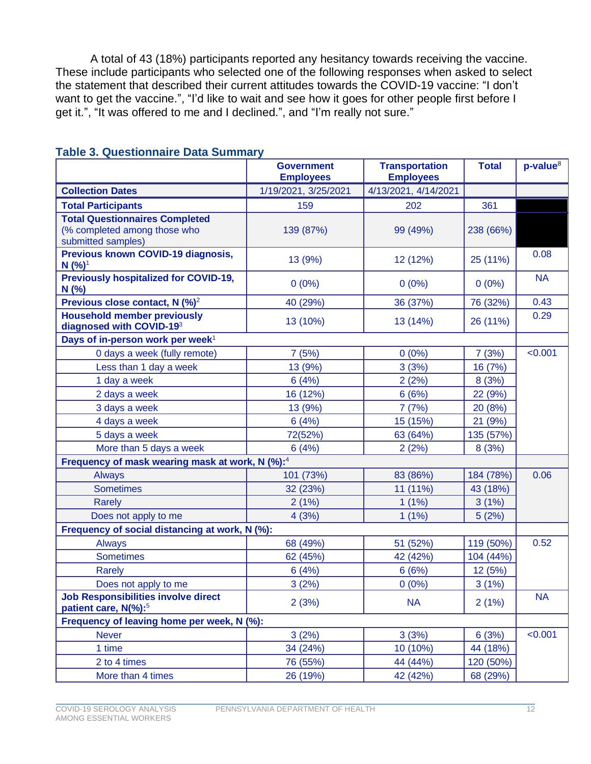A total of 43 (18%) participants reported any hesitancy towards receiving the vaccine. These include participants who selected one of the following responses when asked to select the statement that described their current attitudes towards the COVID-19 vaccine: "I don't want to get the vaccine.", "I'd like to wait and see how it goes for other people first before I get it.", "It was offered to me and I declined.", and "I'm really not sure."

### Table 3. Questionnaire Data Summary

| | Government Employees | Transportation Employees | Total | p-value[8] |
|---|---|---|---|---|
| **Collection Dates** | 1/19/2021, 3/25/2021 | 4/13/2021, 4/14/2021 | | |
| **Total Participants** | 159 | 202 | 361 | |
| **Total Questionnaires Completed** (% completed among those who submitted samples) | 139 (87%) | 99 (49%) | 238 (66%) | |
| **Previous known COVID-19 diagnosis, N (%)**[1] | 13 (9%) | 12 (12%) | 25 (11%) | 0.08 |
| **Previously hospitalized for COVID-19, N (%)** | 0 (0%) | 0 (0%) | 0 (0%) | NA |
| **Previous close contact, N (%)**[2] | 40 (29%) | 36 (37%) | 76 (32%) | 0.43 |
| **Household member previously diagnosed with COVID-19**[3] | 13 (10%) | 13 (14%) | 26 (11%) | 0.29 |
| **Days of in-person work per week**[1] | | | | |
| 0 days a week (fully remote) | 7 (5%) | 0 (0%) | 7 (3%) | <0.001 |
| Less than 1 day a week | 13 (9%) | 3 (3%) | 16 (7%) | |
| 1 day a week | 6 (4%) | 2 (2%) | 8 (3%) | |
| 2 days a week | 16 (12%) | 6 (6%) | 22 (9%) | |
| 3 days a week | 13 (9%) | 7 (7%) | 20 (8%) | |
| 4 days a week | 6 (4%) | 15 (15%) | 21 (9%) | |
| 5 days a week | 72(52%) | 63 (64%) | 135 (57%) | |
| More than 5 days a week | 6 (4%) | 2 (2%) | 8 (3%) | |
| **Frequency of mask wearing mask at work, N (%):**[4] | | | | |
| Always | 101 (73%) | 83 (86%) | 184 (78%) | 0.06 |
| Sometimes | 32 (23%) | 11 (11%) | 43 (18%) | |
| Rarely | 2 (1%) | 1 (1%) | 3 (1%) | |
| Does not apply to me | 4 (3%) | 1 (1%) | 5 (2%) | |
| **Frequency of social distancing at work, N (%):** | | | | |
| Always | 68 (49%) | 51 (52%) | 119 (50%) | 0.52 |
| Sometimes | 62 (45%) | 42 (42%) | 104 (44%) | |
| Rarely | 6 (4%) | 6 (6%) | 12 (5%) | |
| Does not apply to me | 3 (2%) | 0 (0%) | 3 (1%) | |
| **Job Responsibilities involve direct patient care, N(%):**[5] | 2 (3%) | NA | 2 (1%) | NA |
| **Frequency of leaving home per week, N (%):** | | | | |
| Never | 3 (2%) | 3 (3%) | 6 (3%) | <0.001 |
| 1 time | 34 (24%) | 10 (10%) | 44 (18%) | |
| 2 to 4 times | 76 (55%) | 44 (44%) | 120 (50%) | |
| More than 4 times | 26 (19%) | 42 (42%) | 68 (29%) | |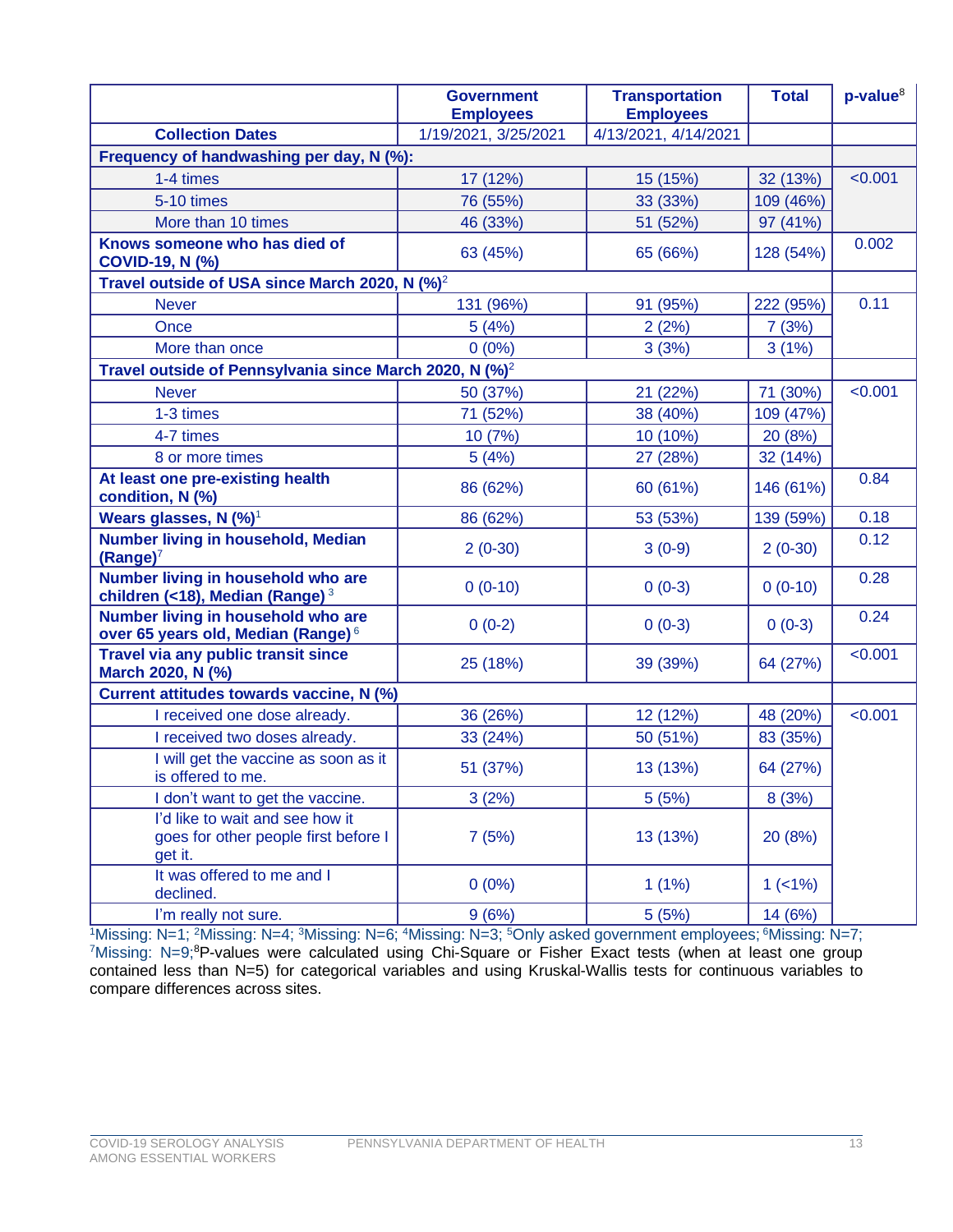| | Government Employees | Transportation Employees | Total | p-value[8] |
|---|---|---|---|---|
| **Collection Dates** | 1/19/2021, 3/25/2021 | 4/13/2021, 4/14/2021 | | |
| **Frequency of handwashing per day, N (%):** | | | | |
| 1-4 times | 17 (12%) | 15 (15%) | 32 (13%) | <0.001 |
| 5-10 times | 76 (55%) | 33 (33%) | 109 (46%) | |
| More than 10 times | 46 (33%) | 51 (52%) | 97 (41%) | |
| **Knows someone who has died of COVID-19, N (%)** | 63 (45%) | 65 (66%) | 128 (54%) | 0.002 |
| **Travel outside of USA since March 2020, N (%)**[2] | | | | |
| Never | 131 (96%) | 91 (95%) | 222 (95%) | 0.11 |
| Once | 5 (4%) | 2 (2%) | 7 (3%) | |
| More than once | 0 (0%) | 3 (3%) | 3 (1%) | |
| **Travel outside of Pennsylvania since March 2020, N (%)**[2] | | | | |
| Never | 50 (37%) | 21 (22%) | 71 (30%) | <0.001 |
| 1-3 times | 71 (52%) | 38 (40%) | 109 (47%) | |
| 4-7 times | 10 (7%) | 10 (10%) | 20 (8%) | |
| 8 or more times | 5 (4%) | 27 (28%) | 32 (14%) | |
| **At least one pre-existing health condition, N (%)** | 86 (62%) | 60 (61%) | 146 (61%) | 0.84 |
| **Wears glasses, N (%)**[1] | 86 (62%) | 53 (53%) | 139 (59%) | 0.18 |
| **Number living in household, Median (Range)**[7] | 2 (0-30) | 3 (0-9) | 2 (0-30) | 0.12 |
| **Number living in household who are children (<18), Median (Range)**[3] | 0 (0-10) | 0 (0-3) | 0 (0-10) | 0.28 |
| **Number living in household who are over 65 years old, Median (Range)**[6] | 0 (0-2) | 0 (0-3) | 0 (0-3) | 0.24 |
| **Travel via any public transit since March 2020, N (%)** | 25 (18%) | 39 (39%) | 64 (27%) | <0.001 |
| **Current attitudes towards vaccine, N (%)** | | | | |
| I received one dose already. | 36 (26%) | 12 (12%) | 48 (20%) | <0.001 |
| I received two doses already. | 33 (24%) | 50 (51%) | 83 (35%) | |
| I will get the vaccine as soon as it is offered to me. | 51 (37%) | 13 (13%) | 64 (27%) | |
| I don't want to get the vaccine. | 3 (2%) | 5 (5%) | 8 (3%) | |
| I'd like to wait and see how it goes for other people first before I get it. | 7 (5%) | 13 (13%) | 20 (8%) | |
| It was offered to me and I declined. | 0 (0%) | 1 (1%) | 1 (<1%) | |
| I'm really not sure. | 9 (6%) | 5 (5%) | 14 (6%) | |

[1]Missing: N=1; [2]Missing: N=4; [3]Missing: N=6; [4]Missing: N=3; [5]Only asked government employees; [6]Missing: N=7; [7]Missing: N=9; [8]P-values were calculated using Chi-Square or Fisher Exact tests (when at least one group contained less than N=5) for categorical variables and using Kruskal-Wallis tests for continuous variables to compare differences across sites.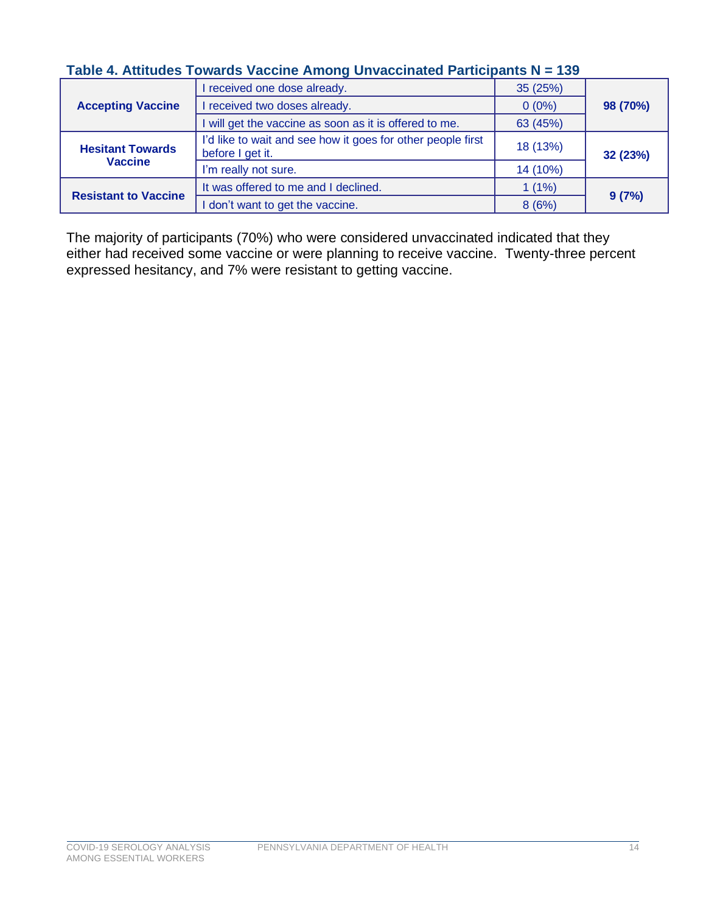**Table 4. Attitudes Towards Vaccine Among Unvaccinated Participants N = 139**

| | | | |
|---|---|---|---|
| **Accepting Vaccine** | I received one dose already. | 35 (25%) | **98 (70%)** |
| | I received two doses already. | 0 (0%) | |
| | I will get the vaccine as soon as it is offered to me. | 63 (45%) | |
| **Hesitant Towards Vaccine** | I'd like to wait and see how it goes for other people first before I get it. | 18 (13%) | **32 (23%)** |
| | I'm really not sure. | 14 (10%) | |
| **Resistant to Vaccine** | It was offered to me and I declined. | 1 (1%) | **9 (7%)** |
| | I don't want to get the vaccine. | 8 (6%) | |

The majority of participants (70%) who were considered unvaccinated indicated that they either had received some vaccine or were planning to receive vaccine. Twenty-three percent expressed hesitancy, and 7% were resistant to getting vaccine.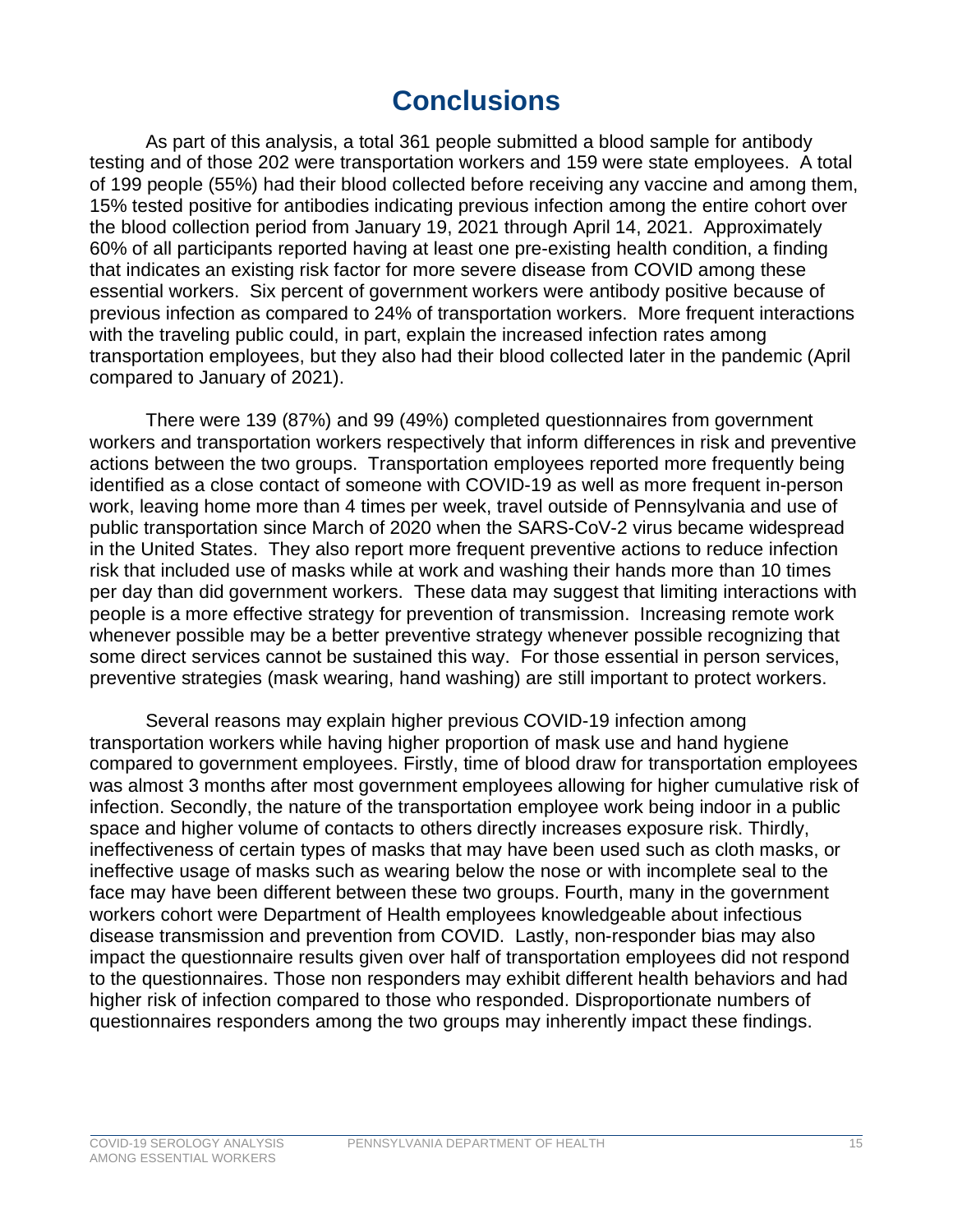# Conclusions

As part of this analysis, a total 361 people submitted a blood sample for antibody testing and of those 202 were transportation workers and 159 were state employees. A total of 199 people (55%) had their blood collected before receiving any vaccine and among them, 15% tested positive for antibodies indicating previous infection among the entire cohort over the blood collection period from January 19, 2021 through April 14, 2021. Approximately 60% of all participants reported having at least one pre-existing health condition, a finding that indicates an existing risk factor for more severe disease from COVID among these essential workers. Six percent of government workers were antibody positive because of previous infection as compared to 24% of transportation workers. More frequent interactions with the traveling public could, in part, explain the increased infection rates among transportation employees, but they also had their blood collected later in the pandemic (April compared to January of 2021).

There were 139 (87%) and 99 (49%) completed questionnaires from government workers and transportation workers respectively that inform differences in risk and preventive actions between the two groups. Transportation employees reported more frequently being identified as a close contact of someone with COVID-19 as well as more frequent in-person work, leaving home more than 4 times per week, travel outside of Pennsylvania and use of public transportation since March of 2020 when the SARS-CoV-2 virus became widespread in the United States. They also report more frequent preventive actions to reduce infection risk that included use of masks while at work and washing their hands more than 10 times per day than did government workers. These data may suggest that limiting interactions with people is a more effective strategy for prevention of transmission. Increasing remote work whenever possible may be a better preventive strategy whenever possible recognizing that some direct services cannot be sustained this way. For those essential in person services, preventive strategies (mask wearing, hand washing) are still important to protect workers.

Several reasons may explain higher previous COVID-19 infection among transportation workers while having higher proportion of mask use and hand hygiene compared to government employees. Firstly, time of blood draw for transportation employees was almost 3 months after most government employees allowing for higher cumulative risk of infection. Secondly, the nature of the transportation employee work being indoor in a public space and higher volume of contacts to others directly increases exposure risk. Thirdly, ineffectiveness of certain types of masks that may have been used such as cloth masks, or ineffective usage of masks such as wearing below the nose or with incomplete seal to the face may have been different between these two groups. Fourth, many in the government workers cohort were Department of Health employees knowledgeable about infectious disease transmission and prevention from COVID. Lastly, non-responder bias may also impact the questionnaire results given over half of transportation employees did not respond to the questionnaires. Those non responders may exhibit different health behaviors and had higher risk of infection compared to those who responded. Disproportionate numbers of questionnaires responders among the two groups may inherently impact these findings.